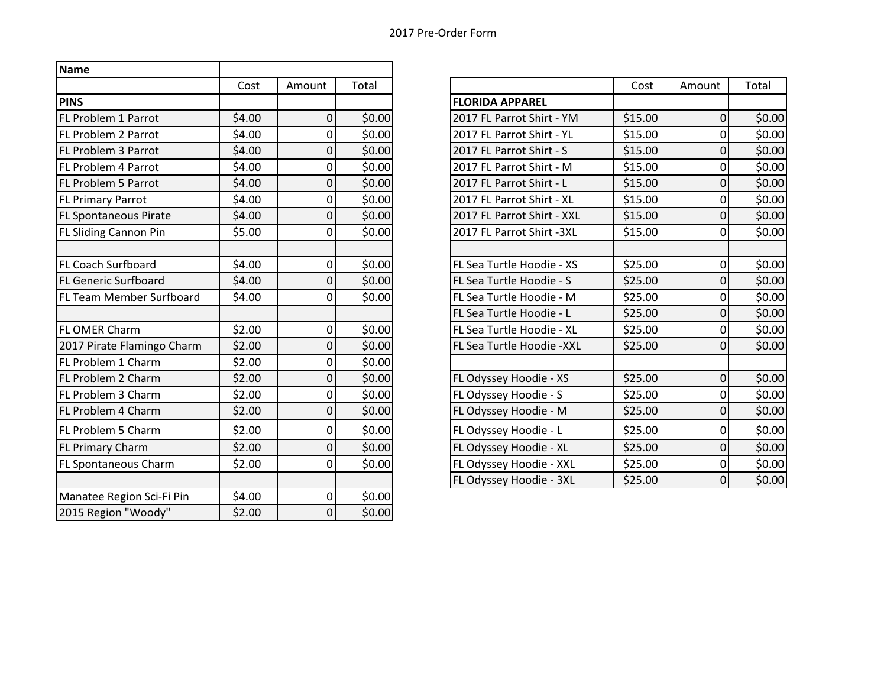2017 Pre-Order Form

| Name | | | |
|---|---|---|---|
| | Cost | Amount | Total |
| **PINS** | | | |
| FL Problem 1 Parrot | $4.00 | 0 | $0.00 |
| FL Problem 2 Parrot | $4.00 | 0 | $0.00 |
| FL Problem 3 Parrot | $4.00 | 0 | $0.00 |
| FL Problem 4 Parrot | $4.00 | 0 | $0.00 |
| FL Problem 5 Parrot | $4.00 | 0 | $0.00 |
| FL Primary Parrot | $4.00 | 0 | $0.00 |
| FL Spontaneous Pirate | $4.00 | 0 | $0.00 |
| FL Sliding Cannon Pin | $5.00 | 0 | $0.00 |
| | | | |
| FL Coach Surfboard | $4.00 | 0 | $0.00 |
| FL Generic Surfboard | $4.00 | 0 | $0.00 |
| FL Team Member Surfboard | $4.00 | 0 | $0.00 |
| | | | |
| FL OMER Charm | $2.00 | 0 | $0.00 |
| 2017 Pirate Flamingo Charm | $2.00 | 0 | $0.00 |
| FL Problem 1 Charm | $2.00 | 0 | $0.00 |
| FL Problem 2 Charm | $2.00 | 0 | $0.00 |
| FL Problem 3 Charm | $2.00 | 0 | $0.00 |
| FL Problem 4 Charm | $2.00 | 0 | $0.00 |
| FL Problem 5 Charm | $2.00 | 0 | $0.00 |
| FL Primary Charm | $2.00 | 0 | $0.00 |
| FL Spontaneous Charm | $2.00 | 0 | $0.00 |
| | | | |
| Manatee Region Sci-Fi Pin | $4.00 | 0 | $0.00 |
| 2015 Region "Woody" | $2.00 | 0 | $0.00 |

| | Cost | Amount | Total |
|---|---|---|---|
| **FLORIDA APPAREL** | | | |
| 2017 FL Parrot Shirt - YM | $15.00 | 0 | $0.00 |
| 2017 FL Parrot Shirt - YL | $15.00 | 0 | $0.00 |
| 2017 FL Parrot Shirt - S | $15.00 | 0 | $0.00 |
| 2017 FL Parrot Shirt - M | $15.00 | 0 | $0.00 |
| 2017 FL Parrot Shirt - L | $15.00 | 0 | $0.00 |
| 2017 FL Parrot Shirt - XL | $15.00 | 0 | $0.00 |
| 2017 FL Parrot Shirt - XXL | $15.00 | 0 | $0.00 |
| 2017 FL Parrot Shirt -3XL | $15.00 | 0 | $0.00 |
| | | | |
| FL Sea Turtle Hoodie - XS | $25.00 | 0 | $0.00 |
| FL Sea Turtle Hoodie - S | $25.00 | 0 | $0.00 |
| FL Sea Turtle Hoodie - M | $25.00 | 0 | $0.00 |
| FL Sea Turtle Hoodie - L | $25.00 | 0 | $0.00 |
| FL Sea Turtle Hoodie - XL | $25.00 | 0 | $0.00 |
| FL Sea Turtle Hoodie -XXL | $25.00 | 0 | $0.00 |
| | | | |
| FL Odyssey Hoodie - XS | $25.00 | 0 | $0.00 |
| FL Odyssey Hoodie - S | $25.00 | 0 | $0.00 |
| FL Odyssey Hoodie - M | $25.00 | 0 | $0.00 |
| FL Odyssey Hoodie - L | $25.00 | 0 | $0.00 |
| FL Odyssey Hoodie - XL | $25.00 | 0 | $0.00 |
| FL Odyssey Hoodie - XXL | $25.00 | 0 | $0.00 |
| FL Odyssey Hoodie - 3XL | $25.00 | 0 | $0.00 |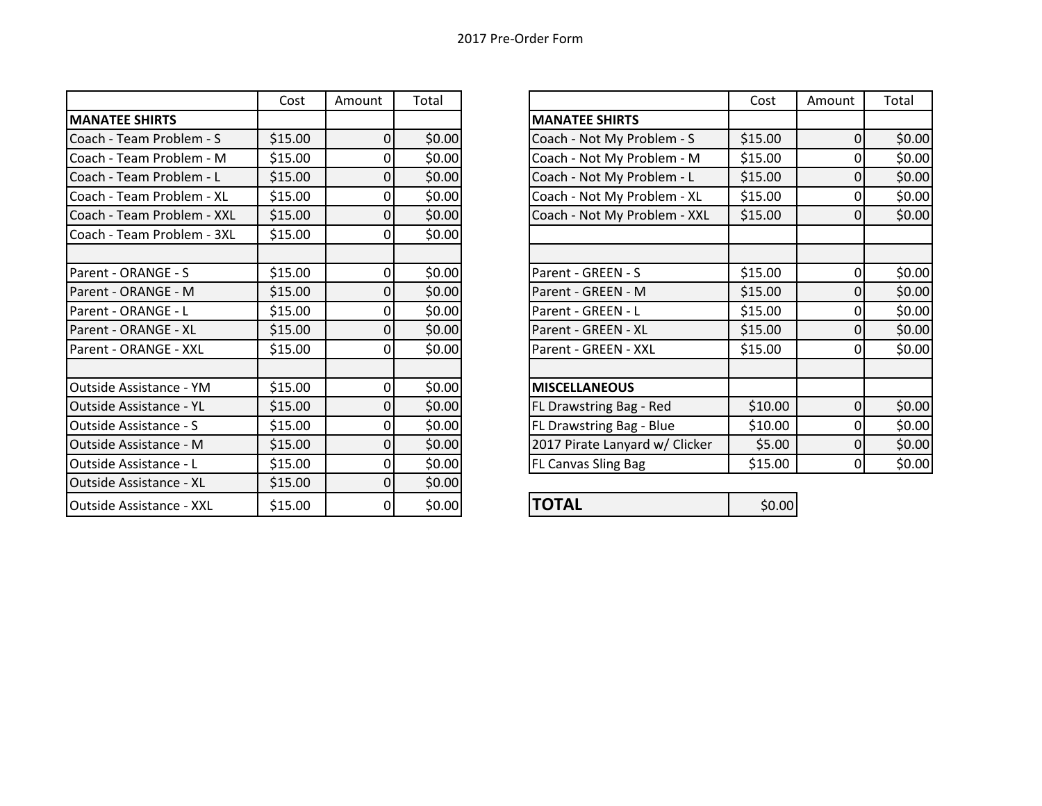2017 Pre-Order Form

| | Cost | Amount | Total |
|---|---|---|---|
| **MANATEE SHIRTS** | | | |
| Coach - Team Problem - S | $15.00 | 0 | $0.00 |
| Coach - Team Problem - M | $15.00 | 0 | $0.00 |
| Coach - Team Problem - L | $15.00 | 0 | $0.00 |
| Coach - Team Problem - XL | $15.00 | 0 | $0.00 |
| Coach - Team Problem - XXL | $15.00 | 0 | $0.00 |
| Coach - Team Problem - 3XL | $15.00 | 0 | $0.00 |
| | | | |
| Parent - ORANGE - S | $15.00 | 0 | $0.00 |
| Parent - ORANGE - M | $15.00 | 0 | $0.00 |
| Parent - ORANGE - L | $15.00 | 0 | $0.00 |
| Parent - ORANGE - XL | $15.00 | 0 | $0.00 |
| Parent - ORANGE - XXL | $15.00 | 0 | $0.00 |
| | | | |
| Outside Assistance - YM | $15.00 | 0 | $0.00 |
| Outside Assistance - YL | $15.00 | 0 | $0.00 |
| Outside Assistance - S | $15.00 | 0 | $0.00 |
| Outside Assistance - M | $15.00 | 0 | $0.00 |
| Outside Assistance - L | $15.00 | 0 | $0.00 |
| Outside Assistance - XL | $15.00 | 0 | $0.00 |
| Outside Assistance - XXL | $15.00 | 0 | $0.00 |

| | Cost | Amount | Total |
|---|---|---|---|
| **MANATEE SHIRTS** | | | |
| Coach - Not My Problem - S | $15.00 | 0 | $0.00 |
| Coach - Not My Problem - M | $15.00 | 0 | $0.00 |
| Coach - Not My Problem - L | $15.00 | 0 | $0.00 |
| Coach - Not My Problem - XL | $15.00 | 0 | $0.00 |
| Coach - Not My Problem - XXL | $15.00 | 0 | $0.00 |
| | | | |
| | | | |
| Parent - GREEN - S | $15.00 | 0 | $0.00 |
| Parent - GREEN - M | $15.00 | 0 | $0.00 |
| Parent - GREEN - L | $15.00 | 0 | $0.00 |
| Parent - GREEN - XL | $15.00 | 0 | $0.00 |
| Parent - GREEN - XXL | $15.00 | 0 | $0.00 |
| | | | |
| **MISCELLANEOUS** | | | |
| FL Drawstring Bag - Red | $10.00 | 0 | $0.00 |
| FL Drawstring Bag - Blue | $10.00 | 0 | $0.00 |
| 2017 Pirate Lanyard w/ Clicker | $5.00 | 0 | $0.00 |
| FL Canvas Sling Bag | $15.00 | 0 | $0.00 |

| | |
|---|---|
| **TOTAL** | $0.00 |